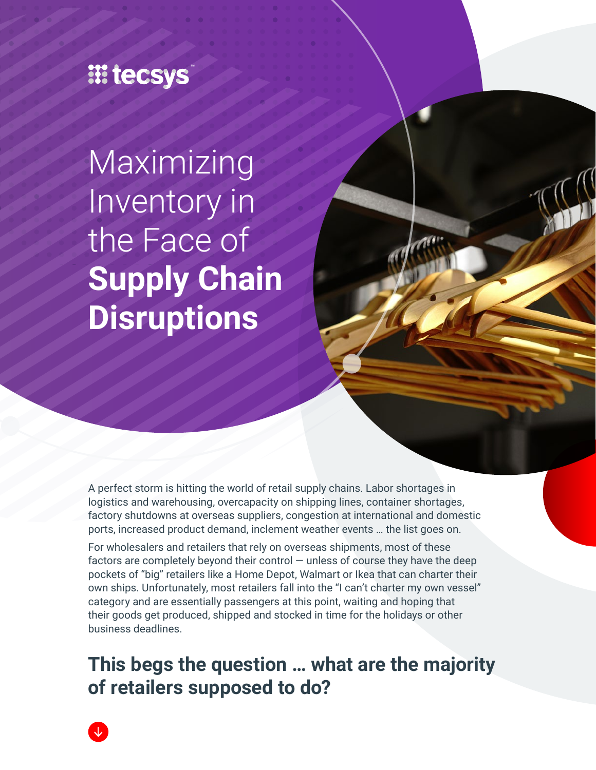tecsys

# Maximizing Inventory in the Face of **Supply Chain Disruptions**

A perfect storm is hitting the world of retail supply chains. Labor shortages in logistics and warehousing, overcapacity on shipping lines, container shortages, factory shutdowns at overseas suppliers, congestion at international and domestic ports, increased product demand, inclement weather events … the list goes on.

For wholesalers and retailers that rely on overseas shipments, most of these factors are completely beyond their control — unless of course they have the deep pockets of "big" retailers like a Home Depot, Walmart or Ikea that can charter their own ships. Unfortunately, most retailers fall into the "I can't charter my own vessel" category and are essentially passengers at this point, waiting and hoping that their goods get produced, shipped and stocked in time for the holidays or other business deadlines.

## This begs the question … what are the majority of retailers supposed to do?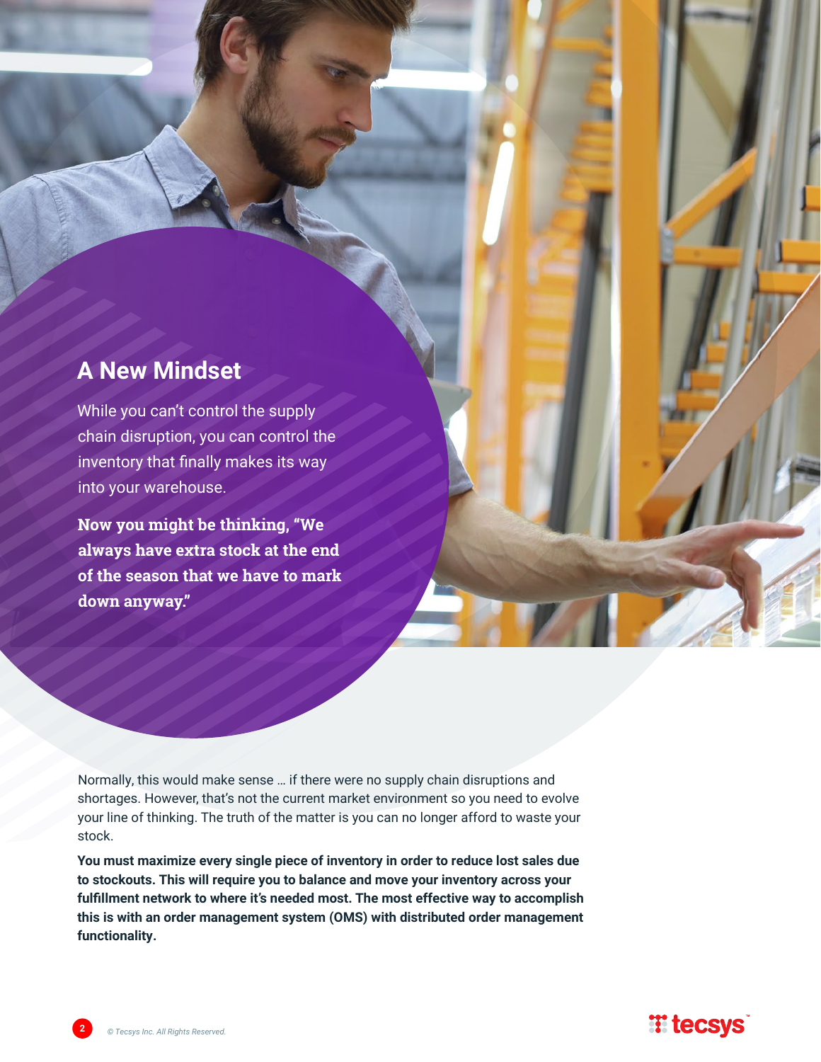## A New Mindset

While you can't control the supply chain disruption, you can control the inventory that finally makes its way into your warehouse.

**Now you might be thinking, "We always have extra stock at the end of the season that we have to mark down anyway."**

Normally, this would make sense … if there were no supply chain disruptions and shortages. However, that's not the current market environment so you need to evolve your line of thinking. The truth of the matter is you can no longer afford to waste your stock.

**You must maximize every single piece of inventory in order to reduce lost sales due to stockouts. This will require you to balance and move your inventory across your fulfillment network to where it's needed most. The most effective way to accomplish this is with an order management system (OMS) with distributed order management functionality.**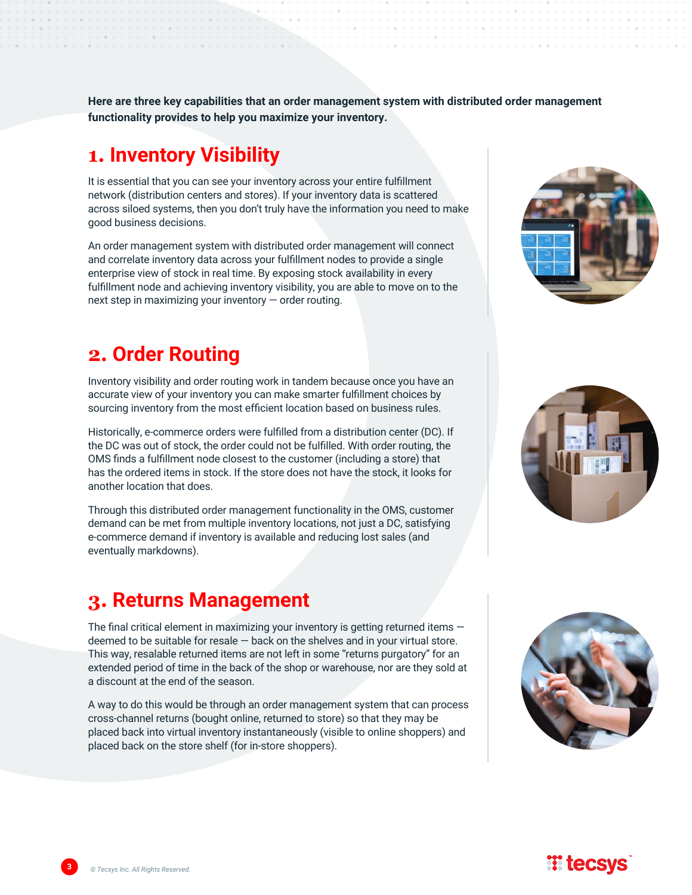**Here are three key capabilities that an order management system with distributed order management functionality provides to help you maximize your inventory.**

## 1. Inventory Visibility

It is essential that you can see your inventory across your entire fulfillment network (distribution centers and stores). If your inventory data is scattered across siloed systems, then you don't truly have the information you need to make good business decisions.

An order management system with distributed order management will connect and correlate inventory data across your fulfillment nodes to provide a single enterprise view of stock in real time. By exposing stock availability in every fulfillment node and achieving inventory visibility, you are able to move on to the next step in maximizing your inventory — order routing.

## 2. Order Routing

Inventory visibility and order routing work in tandem because once you have an accurate view of your inventory you can make smarter fulfillment choices by sourcing inventory from the most efficient location based on business rules.

Historically, e-commerce orders were fulfilled from a distribution center (DC). If the DC was out of stock, the order could not be fulfilled. With order routing, the OMS finds a fulfillment node closest to the customer (including a store) that has the ordered items in stock. If the store does not have the stock, it looks for another location that does.

Through this distributed order management functionality in the OMS, customer demand can be met from multiple inventory locations, not just a DC, satisfying e-commerce demand if inventory is available and reducing lost sales (and eventually markdowns).

## 3. Returns Management

The final critical element in maximizing your inventory is getting returned items — deemed to be suitable for resale — back on the shelves and in your virtual store. This way, resalable returned items are not left in some "returns purgatory" for an extended period of time in the back of the shop or warehouse, nor are they sold at a discount at the end of the season.

A way to do this would be through an order management system that can process cross-channel returns (bought online, returned to store) so that they may be placed back into virtual inventory instantaneously (visible to online shoppers) and placed back on the store shelf (for in-store shoppers).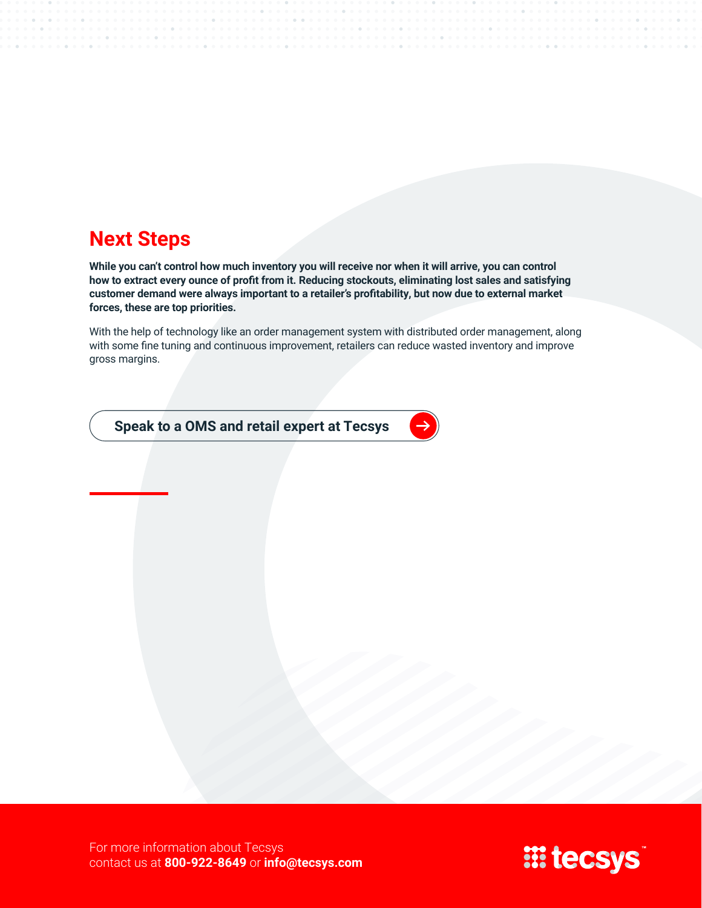## Next Steps

**While you can't control how much inventory you will receive nor when it will arrive, you can control how to extract every ounce of profit from it. Reducing stockouts, eliminating lost sales and satisfying customer demand were always important to a retailer's profitability, but now due to external market forces, these are top priorities.**

With the help of technology like an order management system with distributed order management, along with some fine tuning and continuous improvement, retailers can reduce wasted inventory and improve gross margins.

**Speak to a OMS and retail expert at Tecsys →**

For more information about Tecsys
contact us at **800-922-8649** or **info@tecsys.com**

tecsys™